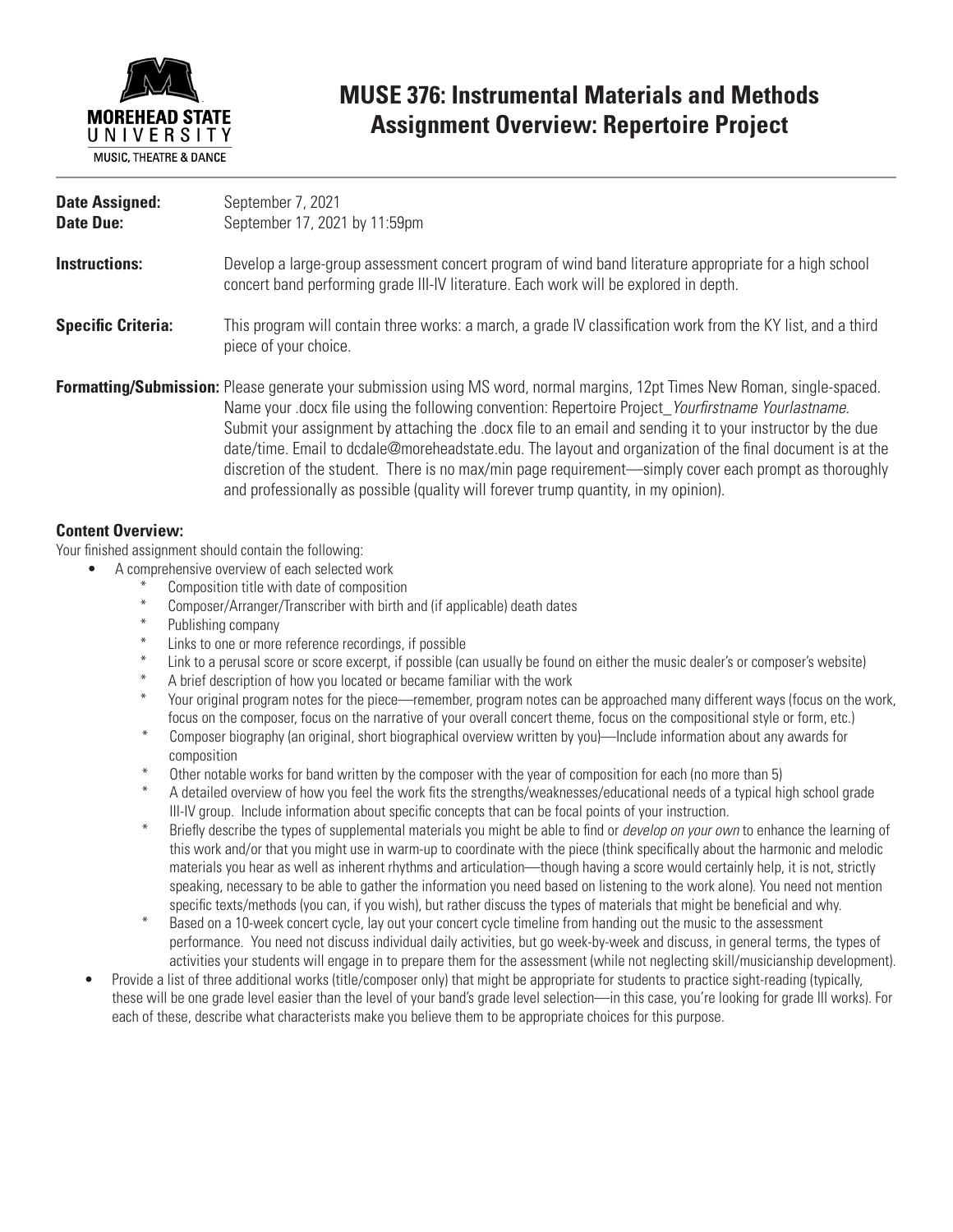# MUSE 376: Instrumental Materials and Methods
## Assignment Overview: Repertoire Project

**Date Assigned:** September 7, 2021
**Date Due:** September 17, 2021 by 11:59pm

**Instructions:** Develop a large-group assessment concert program of wind band literature appropriate for a high school concert band performing grade III-IV literature. Each work will be explored in depth.

**Specific Criteria:** This program will contain three works: a march, a grade IV classification work from the KY list, and a third piece of your choice.

**Formatting/Submission:** Please generate your submission using MS word, normal margins, 12pt Times New Roman, single-spaced. Name your .docx file using the following convention: Repertoire Project_*Yourfirstname Yourlastname*. Submit your assignment by attaching the .docx file to an email and sending it to your instructor by the due date/time. Email to dcdale@moreheadstate.edu. The layout and organization of the final document is at the discretion of the student. There is no max/min page requirement—simply cover each prompt as thoroughly and professionally as possible (quality will forever trump quantity, in my opinion).

**Content Overview:**

Your finished assignment should contain the following:

- A comprehensive overview of each selected work
    - Composition title with date of composition
    - Composer/Arranger/Transcriber with birth and (if applicable) death dates
    - Publishing company
    - Links to one or more reference recordings, if possible
    - Link to a perusal score or score excerpt, if possible (can usually be found on either the music dealer's or composer's website)
    - A brief description of how you located or became familiar with the work
    - Your original program notes for the piece—remember, program notes can be approached many different ways (focus on the work, focus on the composer, focus on the narrative of your overall concert theme, focus on the compositional style or form, etc.)
    - Composer biography (an original, short biographical overview written by you)—Include information about any awards for composition
    - Other notable works for band written by the composer with the year of composition for each (no more than 5)
    - A detailed overview of how you feel the work fits the strengths/weaknesses/educational needs of a typical high school grade III-IV group. Include information about specific concepts that can be focal points of your instruction.
    - Briefly describe the types of supplemental materials you might be able to find or *develop on your own* to enhance the learning of this work and/or that you might use in warm-up to coordinate with the piece (think specifically about the harmonic and melodic materials you hear as well as inherent rhythms and articulation—though having a score would certainly help, it is not, strictly speaking, necessary to be able to gather the information you need based on listening to the work alone). You need not mention specific texts/methods (you can, if you wish), but rather discuss the types of materials that might be beneficial and why.
    - Based on a 10-week concert cycle, lay out your concert cycle timeline from handing out the music to the assessment performance. You need not discuss individual daily activities, but go week-by-week and discuss, in general terms, the types of activities your students will engage in to prepare them for the assessment (while not neglecting skill/musicianship development).
- Provide a list of three additional works (title/composer only) that might be appropriate for students to practice sight-reading (typically, these will be one grade level easier than the level of your band's grade level selection—in this case, you're looking for grade III works). For each of these, describe what characterists make you believe them to be appropriate choices for this purpose.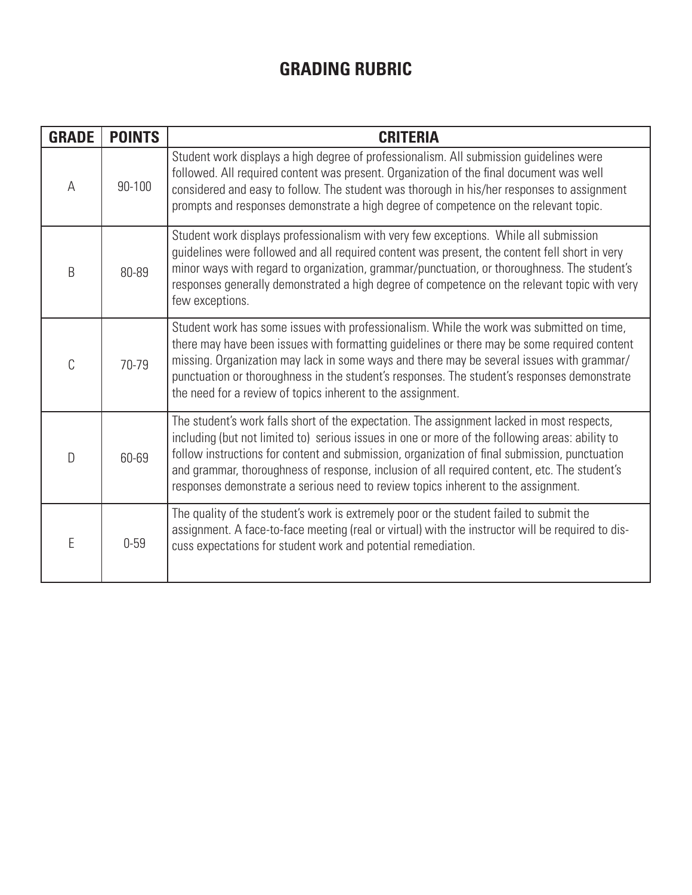# GRADING RUBRIC

| GRADE | POINTS | CRITERIA |
|---|---|---|
| A | 90-100 | Student work displays a high degree of professionalism. All submission guidelines were followed. All required content was present. Organization of the final document was well considered and easy to follow. The student was thorough in his/her responses to assignment prompts and responses demonstrate a high degree of competence on the relevant topic. |
| B | 80-89 | Student work displays professionalism with very few exceptions. While all submission guidelines were followed and all required content was present, the content fell short in very minor ways with regard to organization, grammar/punctuation, or thoroughness. The student's responses generally demonstrated a high degree of competence on the relevant topic with very few exceptions. |
| C | 70-79 | Student work has some issues with professionalism. While the work was submitted on time, there may have been issues with formatting guidelines or there may be some required content missing. Organization may lack in some ways and there may be several issues with grammar/punctuation or thoroughness in the student's responses. The student's responses demonstrate the need for a review of topics inherent to the assignment. |
| D | 60-69 | The student's work falls short of the expectation. The assignment lacked in most respects, including (but not limited to) serious issues in one or more of the following areas: ability to follow instructions for content and submission, organization of final submission, punctuation and grammar, thoroughness of response, inclusion of all required content, etc. The student's responses demonstrate a serious need to review topics inherent to the assignment. |
| E | 0-59 | The quality of the student's work is extremely poor or the student failed to submit the assignment. A face-to-face meeting (real or virtual) with the instructor will be required to discuss expectations for student work and potential remediation. |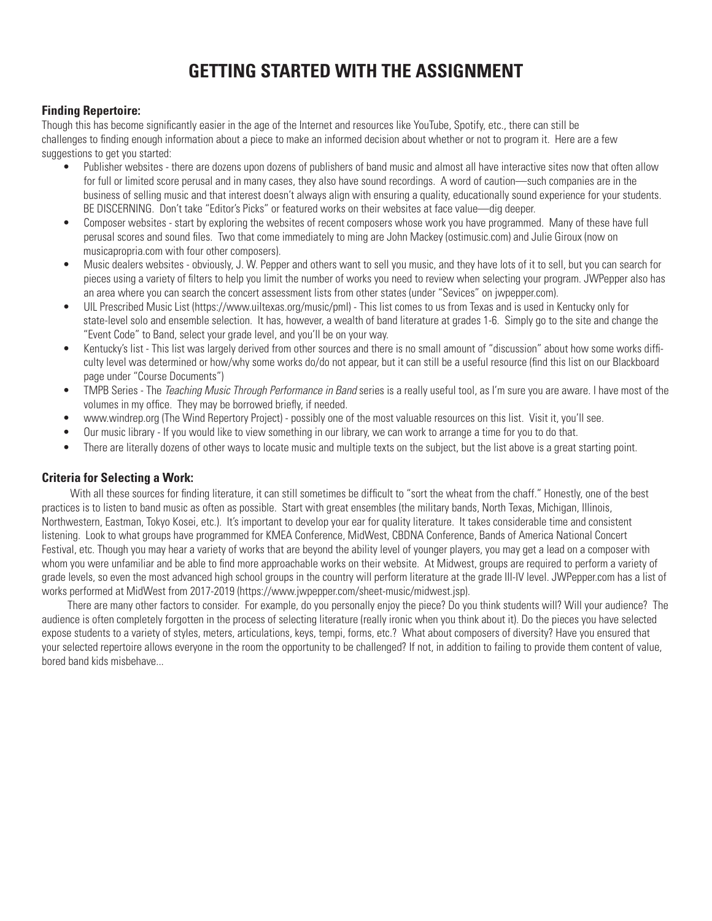# GETTING STARTED WITH THE ASSIGNMENT

### Finding Repertoire:

Though this has become significantly easier in the age of the Internet and resources like YouTube, Spotify, etc., there can still be challenges to finding enough information about a piece to make an informed decision about whether or not to program it. Here are a few suggestions to get you started:

- Publisher websites - there are dozens upon dozens of publishers of band music and almost all have interactive sites now that often allow for full or limited score perusal and in many cases, they also have sound recordings. A word of caution—such companies are in the business of selling music and that interest doesn't always align with ensuring a quality, educationally sound experience for your students. BE DISCERNING. Don't take "Editor's Picks" or featured works on their websites at face value—dig deeper.
- Composer websites - start by exploring the websites of recent composers whose work you have programmed. Many of these have full perusal scores and sound files. Two that come immediately to ming are John Mackey (ostimusic.com) and Julie Giroux (now on musicapropria.com with four other composers).
- Music dealers websites - obviously, J. W. Pepper and others want to sell you music, and they have lots of it to sell, but you can search for pieces using a variety of filters to help you limit the number of works you need to review when selecting your program. JWPepper also has an area where you can search the concert assessment lists from other states (under "Sevices" on jwpepper.com).
- UIL Prescribed Music List (https://www.uiltexas.org/music/pml) - This list comes to us from Texas and is used in Kentucky only for state-level solo and ensemble selection. It has, however, a wealth of band literature at grades 1-6. Simply go to the site and change the "Event Code" to Band, select your grade level, and you'll be on your way.
- Kentucky's list - This list was largely derived from other sources and there is no small amount of "discussion" about how some works difficulty level was determined or how/why some works do/do not appear, but it can still be a useful resource (find this list on our Blackboard page under "Course Documents")
- TMPB Series - The *Teaching Music Through Performance in Band* series is a really useful tool, as I'm sure you are aware. I have most of the volumes in my office. They may be borrowed briefly, if needed.
- www.windrep.org (The Wind Repertory Project) - possibly one of the most valuable resources on this list. Visit it, you'll see.
- Our music library - If you would like to view something in our library, we can work to arrange a time for you to do that.
- There are literally dozens of other ways to locate music and multiple texts on the subject, but the list above is a great starting point.

### Criteria for Selecting a Work:

With all these sources for finding literature, it can still sometimes be difficult to "sort the wheat from the chaff." Honestly, one of the best practices is to listen to band music as often as possible. Start with great ensembles (the military bands, North Texas, Michigan, Illinois, Northwestern, Eastman, Tokyo Kosei, etc.). It's important to develop your ear for quality literature. It takes considerable time and consistent listening. Look to what groups have programmed for KMEA Conference, MidWest, CBDNA Conference, Bands of America National Concert Festival, etc. Though you may hear a variety of works that are beyond the ability level of younger players, you may get a lead on a composer with whom you were unfamiliar and be able to find more approachable works on their website. At Midwest, groups are required to perform a variety of grade levels, so even the most advanced high school groups in the country will perform literature at the grade III-IV level. JWPepper.com has a list of works performed at MidWest from 2017-2019 (https://www.jwpepper.com/sheet-music/midwest.jsp).

There are many other factors to consider. For example, do you personally enjoy the piece? Do you think students will? Will your audience? The audience is often completely forgotten in the process of selecting literature (really ironic when you think about it). Do the pieces you have selected expose students to a variety of styles, meters, articulations, keys, tempi, forms, etc.? What about composers of diversity? Have you ensured that your selected repertoire allows everyone in the room the opportunity to be challenged? If not, in addition to failing to provide them content of value, bored band kids misbehave...